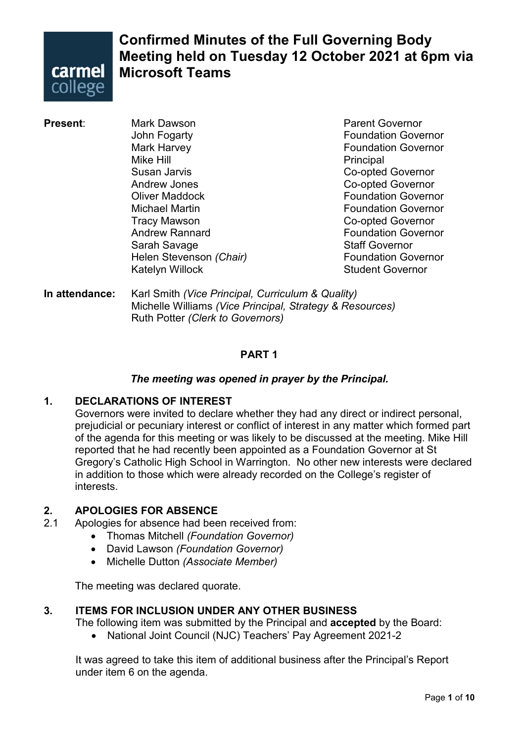# Confirmed Minutes of the Full Governing Body Meeting held on Tuesday 12 October 2021 at 6pm via Microsoft Teams

**Present**:

| Name | Role |
|---|---|
| Mark Dawson | Parent Governor |
| John Fogarty | Foundation Governor |
| Mark Harvey | Foundation Governor |
| Mike Hill | Principal |
| Susan Jarvis | Co-opted Governor |
| Andrew Jones | Co-opted Governor |
| Oliver Maddock | Foundation Governor |
| Michael Martin | Foundation Governor |
| Tracy Mawson | Co-opted Governor |
| Andrew Rannard | Foundation Governor |
| Sarah Savage | Staff Governor |
| Helen Stevenson *(Chair)* | Foundation Governor |
| Katelyn Willock | Student Governor |

**In attendance:**
Karl Smith *(Vice Principal, Curriculum & Quality)*
Michelle Williams *(Vice Principal, Strategy & Resources)*
Ruth Potter *(Clerk to Governors)*

## PART 1

***The meeting was opened in prayer by the Principal.***

### 1. DECLARATIONS OF INTEREST

Governors were invited to declare whether they had any direct or indirect personal, prejudicial or pecuniary interest or conflict of interest in any matter which formed part of the agenda for this meeting or was likely to be discussed at the meeting. Mike Hill reported that he had recently been appointed as a Foundation Governor at St Gregory's Catholic High School in Warrington. No other new interests were declared in addition to those which were already recorded on the College's register of interests.

### 2. APOLOGIES FOR ABSENCE

2.1 Apologies for absence had been received from:

- Thomas Mitchell *(Foundation Governor)*
- David Lawson *(Foundation Governor)*
- Michelle Dutton *(Associate Member)*

The meeting was declared quorate.

### 3. ITEMS FOR INCLUSION UNDER ANY OTHER BUSINESS

The following item was submitted by the Principal and **accepted** by the Board:

- National Joint Council (NJC) Teachers' Pay Agreement 2021-2

It was agreed to take this item of additional business after the Principal's Report under item 6 on the agenda.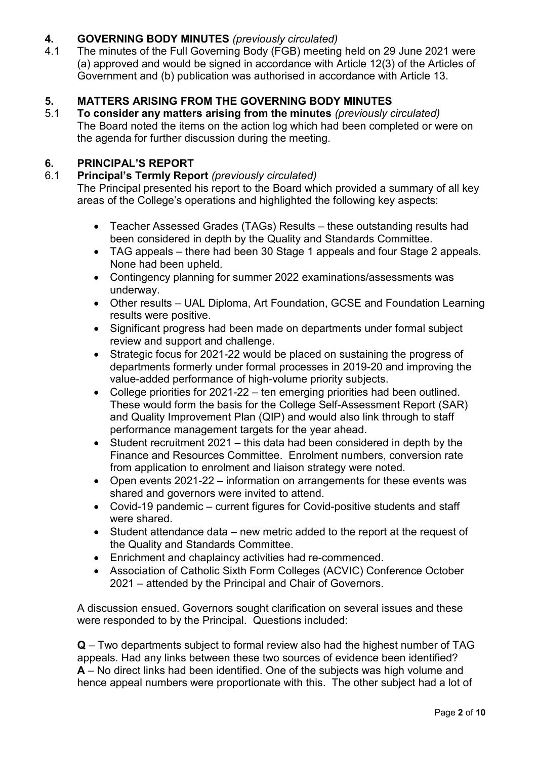## 4. GOVERNING BODY MINUTES *(previously circulated)*

4.1 The minutes of the Full Governing Body (FGB) meeting held on 29 June 2021 were (a) approved and would be signed in accordance with Article 12(3) of the Articles of Government and (b) publication was authorised in accordance with Article 13.

## 5. MATTERS ARISING FROM THE GOVERNING BODY MINUTES

5.1 **To consider any matters arising from the minutes** *(previously circulated)*
The Board noted the items on the action log which had been completed or were on the agenda for further discussion during the meeting.

## 6. PRINCIPAL'S REPORT

6.1 **Principal's Termly Report** *(previously circulated)*
The Principal presented his report to the Board which provided a summary of all key areas of the College's operations and highlighted the following key aspects:

- Teacher Assessed Grades (TAGs) Results – these outstanding results had been considered in depth by the Quality and Standards Committee.
- TAG appeals – there had been 30 Stage 1 appeals and four Stage 2 appeals. None had been upheld.
- Contingency planning for summer 2022 examinations/assessments was underway.
- Other results – UAL Diploma, Art Foundation, GCSE and Foundation Learning results were positive.
- Significant progress had been made on departments under formal subject review and support and challenge.
- Strategic focus for 2021-22 would be placed on sustaining the progress of departments formerly under formal processes in 2019-20 and improving the value-added performance of high-volume priority subjects.
- College priorities for 2021-22 – ten emerging priorities had been outlined. These would form the basis for the College Self-Assessment Report (SAR) and Quality Improvement Plan (QIP) and would also link through to staff performance management targets for the year ahead.
- Student recruitment 2021 – this data had been considered in depth by the Finance and Resources Committee. Enrolment numbers, conversion rate from application to enrolment and liaison strategy were noted.
- Open events 2021-22 – information on arrangements for these events was shared and governors were invited to attend.
- Covid-19 pandemic – current figures for Covid-positive students and staff were shared.
- Student attendance data – new metric added to the report at the request of the Quality and Standards Committee.
- Enrichment and chaplaincy activities had re-commenced.
- Association of Catholic Sixth Form Colleges (ACVIC) Conference October 2021 – attended by the Principal and Chair of Governors.

A discussion ensued. Governors sought clarification on several issues and these were responded to by the Principal. Questions included:

**Q** – Two departments subject to formal review also had the highest number of TAG appeals. Had any links between these two sources of evidence been identified?
**A** – No direct links had been identified. One of the subjects was high volume and hence appeal numbers were proportionate with this. The other subject had a lot of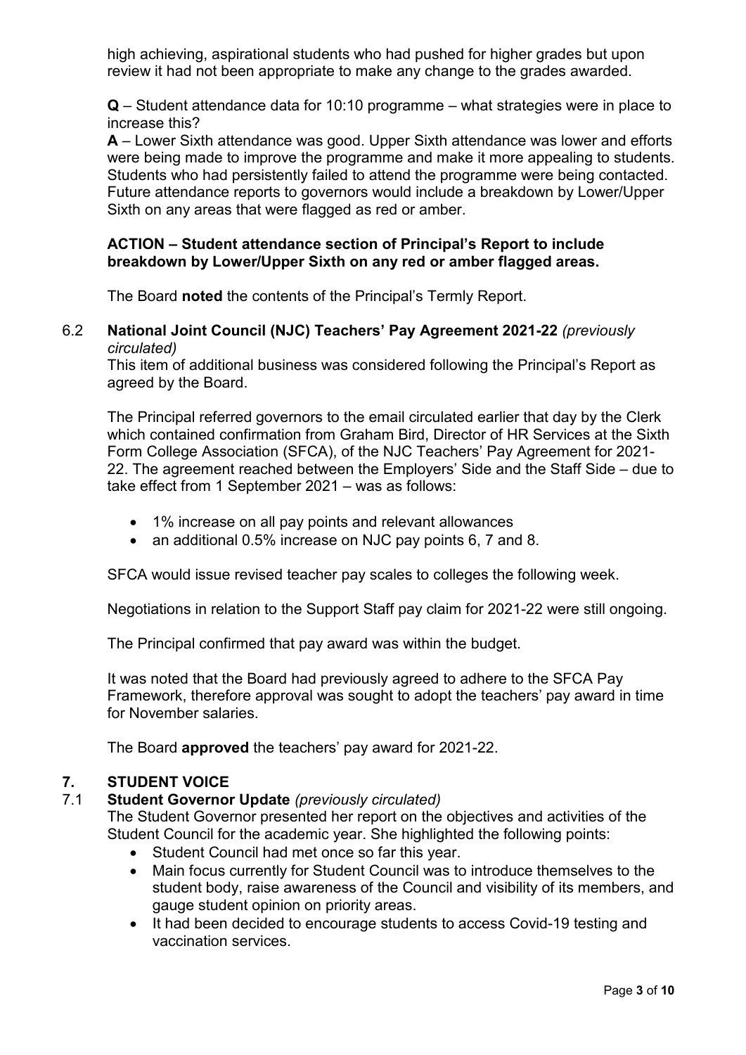high achieving, aspirational students who had pushed for higher grades but upon review it had not been appropriate to make any change to the grades awarded.

**Q** – Student attendance data for 10:10 programme – what strategies were in place to increase this?

**A** – Lower Sixth attendance was good. Upper Sixth attendance was lower and efforts were being made to improve the programme and make it more appealing to students. Students who had persistently failed to attend the programme were being contacted. Future attendance reports to governors would include a breakdown by Lower/Upper Sixth on any areas that were flagged as red or amber.

**ACTION – Student attendance section of Principal's Report to include breakdown by Lower/Upper Sixth on any red or amber flagged areas.**

The Board **noted** the contents of the Principal's Termly Report.

### 6.2 National Joint Council (NJC) Teachers' Pay Agreement 2021-22 *(previously circulated)*

This item of additional business was considered following the Principal's Report as agreed by the Board.

The Principal referred governors to the email circulated earlier that day by the Clerk which contained confirmation from Graham Bird, Director of HR Services at the Sixth Form College Association (SFCA), of the NJC Teachers' Pay Agreement for 2021-22. The agreement reached between the Employers' Side and the Staff Side – due to take effect from 1 September 2021 – was as follows:

- 1% increase on all pay points and relevant allowances
- an additional 0.5% increase on NJC pay points 6, 7 and 8.

SFCA would issue revised teacher pay scales to colleges the following week.

Negotiations in relation to the Support Staff pay claim for 2021-22 were still ongoing.

The Principal confirmed that pay award was within the budget.

It was noted that the Board had previously agreed to adhere to the SFCA Pay Framework, therefore approval was sought to adopt the teachers' pay award in time for November salaries.

The Board **approved** the teachers' pay award for 2021-22.

## 7. STUDENT VOICE

### 7.1 Student Governor Update *(previously circulated)*

The Student Governor presented her report on the objectives and activities of the Student Council for the academic year. She highlighted the following points:

- Student Council had met once so far this year.
- Main focus currently for Student Council was to introduce themselves to the student body, raise awareness of the Council and visibility of its members, and gauge student opinion on priority areas.
- It had been decided to encourage students to access Covid-19 testing and vaccination services.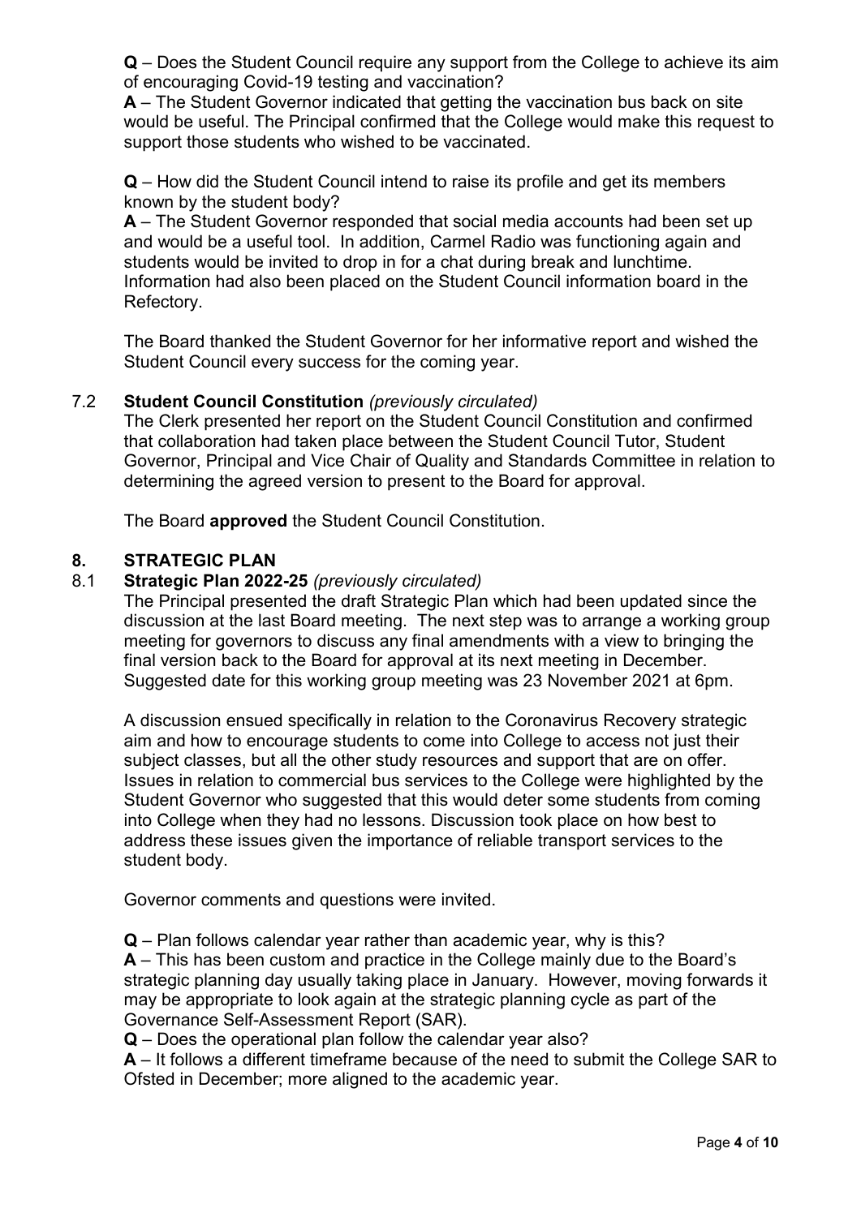**Q** – Does the Student Council require any support from the College to achieve its aim of encouraging Covid-19 testing and vaccination?

**A** – The Student Governor indicated that getting the vaccination bus back on site would be useful. The Principal confirmed that the College would make this request to support those students who wished to be vaccinated.

**Q** – How did the Student Council intend to raise its profile and get its members known by the student body?

**A** – The Student Governor responded that social media accounts had been set up and would be a useful tool. In addition, Carmel Radio was functioning again and students would be invited to drop in for a chat during break and lunchtime. Information had also been placed on the Student Council information board in the Refectory.

The Board thanked the Student Governor for her informative report and wished the Student Council every success for the coming year.

### 7.2 Student Council Constitution *(previously circulated)*

The Clerk presented her report on the Student Council Constitution and confirmed that collaboration had taken place between the Student Council Tutor, Student Governor, Principal and Vice Chair of Quality and Standards Committee in relation to determining the agreed version to present to the Board for approval.

The Board **approved** the Student Council Constitution.

## 8. STRATEGIC PLAN

### 8.1 Strategic Plan 2022-25 *(previously circulated)*

The Principal presented the draft Strategic Plan which had been updated since the discussion at the last Board meeting. The next step was to arrange a working group meeting for governors to discuss any final amendments with a view to bringing the final version back to the Board for approval at its next meeting in December. Suggested date for this working group meeting was 23 November 2021 at 6pm.

A discussion ensued specifically in relation to the Coronavirus Recovery strategic aim and how to encourage students to come into College to access not just their subject classes, but all the other study resources and support that are on offer. Issues in relation to commercial bus services to the College were highlighted by the Student Governor who suggested that this would deter some students from coming into College when they had no lessons. Discussion took place on how best to address these issues given the importance of reliable transport services to the student body.

Governor comments and questions were invited.

**Q** – Plan follows calendar year rather than academic year, why is this?

**A** – This has been custom and practice in the College mainly due to the Board's strategic planning day usually taking place in January. However, moving forwards it may be appropriate to look again at the strategic planning cycle as part of the Governance Self-Assessment Report (SAR).

**Q** – Does the operational plan follow the calendar year also?

**A** – It follows a different timeframe because of the need to submit the College SAR to Ofsted in December; more aligned to the academic year.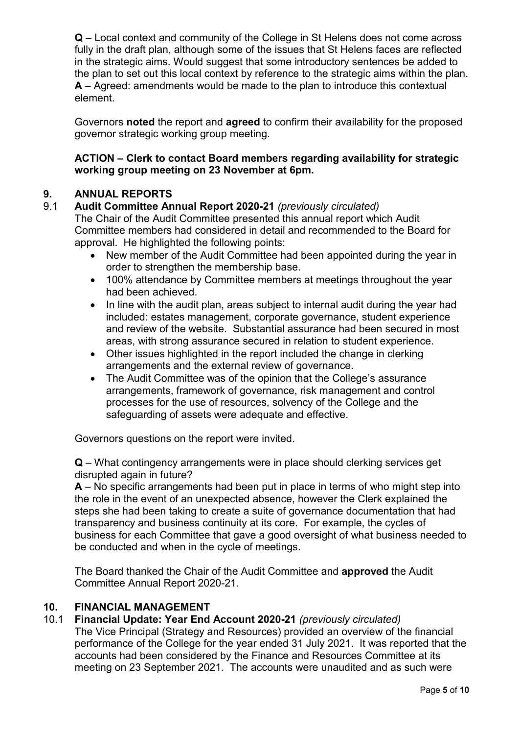**Q** – Local context and community of the College in St Helens does not come across fully in the draft plan, although some of the issues that St Helens faces are reflected in the strategic aims. Would suggest that some introductory sentences be added to the plan to set out this local context by reference to the strategic aims within the plan.
**A** – Agreed: amendments would be made to the plan to introduce this contextual element.

Governors **noted** the report and **agreed** to confirm their availability for the proposed governor strategic working group meeting.

**ACTION – Clerk to contact Board members regarding availability for strategic working group meeting on 23 November at 6pm.**

## 9. ANNUAL REPORTS

### 9.1 Audit Committee Annual Report 2020-21 *(previously circulated)*

The Chair of the Audit Committee presented this annual report which Audit Committee members had considered in detail and recommended to the Board for approval. He highlighted the following points:

- New member of the Audit Committee had been appointed during the year in order to strengthen the membership base.
- 100% attendance by Committee members at meetings throughout the year had been achieved.
- In line with the audit plan, areas subject to internal audit during the year had included: estates management, corporate governance, student experience and review of the website. Substantial assurance had been secured in most areas, with strong assurance secured in relation to student experience.
- Other issues highlighted in the report included the change in clerking arrangements and the external review of governance.
- The Audit Committee was of the opinion that the College's assurance arrangements, framework of governance, risk management and control processes for the use of resources, solvency of the College and the safeguarding of assets were adequate and effective.

Governors questions on the report were invited.

**Q** – What contingency arrangements were in place should clerking services get disrupted again in future?
**A** – No specific arrangements had been put in place in terms of who might step into the role in the event of an unexpected absence, however the Clerk explained the steps she had been taking to create a suite of governance documentation that had transparency and business continuity at its core. For example, the cycles of business for each Committee that gave a good oversight of what business needed to be conducted and when in the cycle of meetings.

The Board thanked the Chair of the Audit Committee and **approved** the Audit Committee Annual Report 2020-21.

## 10. FINANCIAL MANAGEMENT

### 10.1 Financial Update: Year End Account 2020-21 *(previously circulated)*

The Vice Principal (Strategy and Resources) provided an overview of the financial performance of the College for the year ended 31 July 2021. It was reported that the accounts had been considered by the Finance and Resources Committee at its meeting on 23 September 2021. The accounts were unaudited and as such were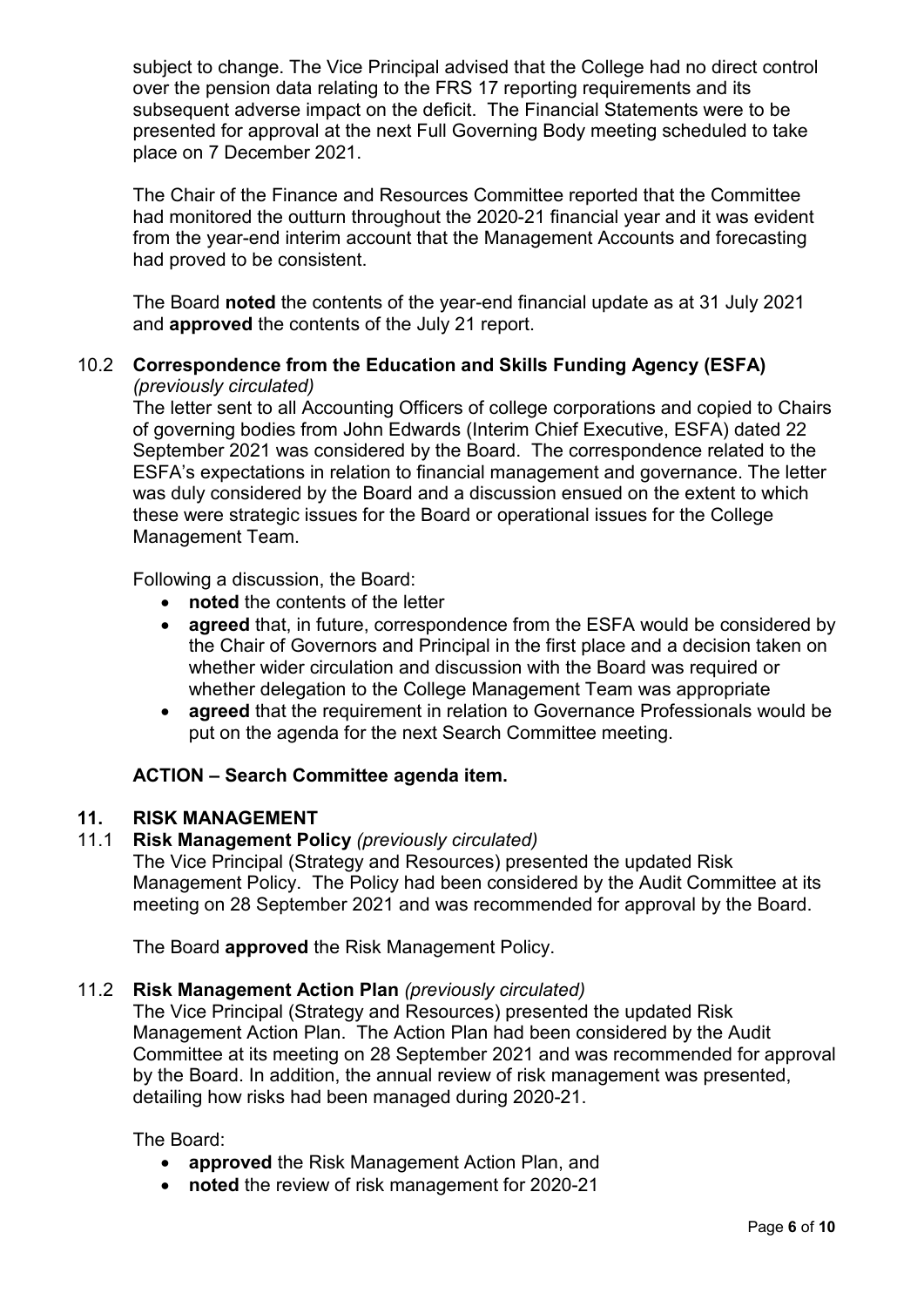subject to change. The Vice Principal advised that the College had no direct control over the pension data relating to the FRS 17 reporting requirements and its subsequent adverse impact on the deficit. The Financial Statements were to be presented for approval at the next Full Governing Body meeting scheduled to take place on 7 December 2021.

The Chair of the Finance and Resources Committee reported that the Committee had monitored the outturn throughout the 2020-21 financial year and it was evident from the year-end interim account that the Management Accounts and forecasting had proved to be consistent.

The Board **noted** the contents of the year-end financial update as at 31 July 2021 and **approved** the contents of the July 21 report.

### 10.2 Correspondence from the Education and Skills Funding Agency (ESFA) *(previously circulated)*

The letter sent to all Accounting Officers of college corporations and copied to Chairs of governing bodies from John Edwards (Interim Chief Executive, ESFA) dated 22 September 2021 was considered by the Board. The correspondence related to the ESFA's expectations in relation to financial management and governance. The letter was duly considered by the Board and a discussion ensued on the extent to which these were strategic issues for the Board or operational issues for the College Management Team.

Following a discussion, the Board:

- **noted** the contents of the letter
- **agreed** that, in future, correspondence from the ESFA would be considered by the Chair of Governors and Principal in the first place and a decision taken on whether wider circulation and discussion with the Board was required or whether delegation to the College Management Team was appropriate
- **agreed** that the requirement in relation to Governance Professionals would be put on the agenda for the next Search Committee meeting.

**ACTION – Search Committee agenda item.**

## 11. RISK MANAGEMENT

### 11.1 Risk Management Policy *(previously circulated)*

The Vice Principal (Strategy and Resources) presented the updated Risk Management Policy. The Policy had been considered by the Audit Committee at its meeting on 28 September 2021 and was recommended for approval by the Board.

The Board **approved** the Risk Management Policy.

### 11.2 Risk Management Action Plan *(previously circulated)*

The Vice Principal (Strategy and Resources) presented the updated Risk Management Action Plan. The Action Plan had been considered by the Audit Committee at its meeting on 28 September 2021 and was recommended for approval by the Board. In addition, the annual review of risk management was presented, detailing how risks had been managed during 2020-21.

The Board:

- **approved** the Risk Management Action Plan, and
- **noted** the review of risk management for 2020-21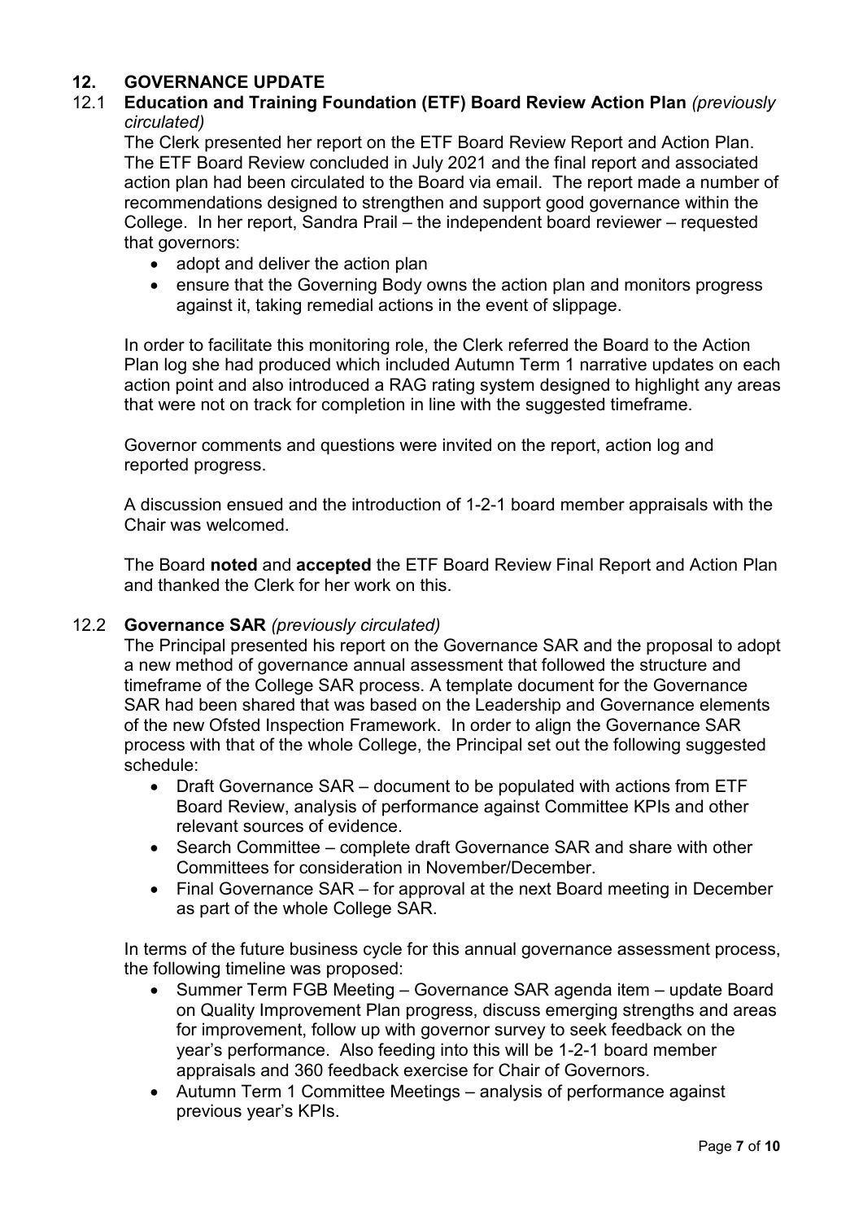## 12. GOVERNANCE UPDATE

### 12.1 Education and Training Foundation (ETF) Board Review Action Plan *(previously circulated)*

The Clerk presented her report on the ETF Board Review Report and Action Plan. The ETF Board Review concluded in July 2021 and the final report and associated action plan had been circulated to the Board via email. The report made a number of recommendations designed to strengthen and support good governance within the College. In her report, Sandra Prail – the independent board reviewer – requested that governors:

- adopt and deliver the action plan
- ensure that the Governing Body owns the action plan and monitors progress against it, taking remedial actions in the event of slippage.

In order to facilitate this monitoring role, the Clerk referred the Board to the Action Plan log she had produced which included Autumn Term 1 narrative updates on each action point and also introduced a RAG rating system designed to highlight any areas that were not on track for completion in line with the suggested timeframe.

Governor comments and questions were invited on the report, action log and reported progress.

A discussion ensued and the introduction of 1-2-1 board member appraisals with the Chair was welcomed.

The Board **noted** and **accepted** the ETF Board Review Final Report and Action Plan and thanked the Clerk for her work on this.

### 12.2 Governance SAR *(previously circulated)*

The Principal presented his report on the Governance SAR and the proposal to adopt a new method of governance annual assessment that followed the structure and timeframe of the College SAR process. A template document for the Governance SAR had been shared that was based on the Leadership and Governance elements of the new Ofsted Inspection Framework. In order to align the Governance SAR process with that of the whole College, the Principal set out the following suggested schedule:

- Draft Governance SAR – document to be populated with actions from ETF Board Review, analysis of performance against Committee KPIs and other relevant sources of evidence.
- Search Committee – complete draft Governance SAR and share with other Committees for consideration in November/December.
- Final Governance SAR – for approval at the next Board meeting in December as part of the whole College SAR.

In terms of the future business cycle for this annual governance assessment process, the following timeline was proposed:

- Summer Term FGB Meeting – Governance SAR agenda item – update Board on Quality Improvement Plan progress, discuss emerging strengths and areas for improvement, follow up with governor survey to seek feedback on the year's performance. Also feeding into this will be 1-2-1 board member appraisals and 360 feedback exercise for Chair of Governors.
- Autumn Term 1 Committee Meetings – analysis of performance against previous year's KPIs.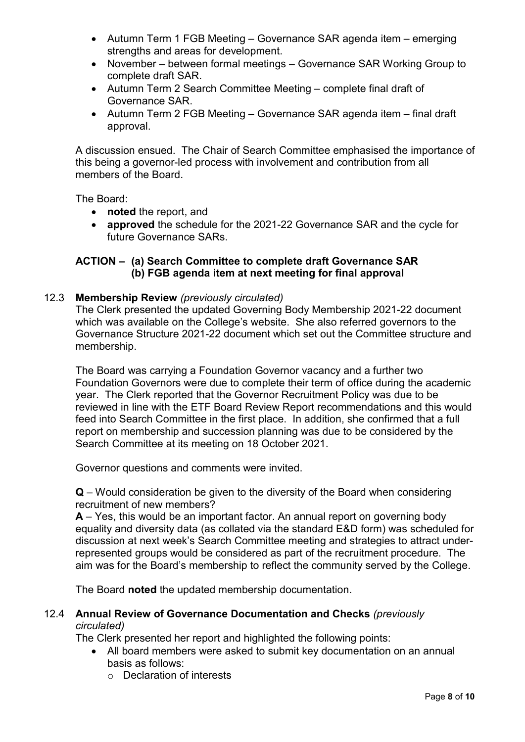- Autumn Term 1 FGB Meeting – Governance SAR agenda item – emerging strengths and areas for development.
- November – between formal meetings – Governance SAR Working Group to complete draft SAR.
- Autumn Term 2 Search Committee Meeting – complete final draft of Governance SAR.
- Autumn Term 2 FGB Meeting – Governance SAR agenda item – final draft approval.

A discussion ensued. The Chair of Search Committee emphasised the importance of this being a governor-led process with involvement and contribution from all members of the Board.

The Board:

- **noted** the report, and
- **approved** the schedule for the 2021-22 Governance SAR and the cycle for future Governance SARs.

**ACTION – (a) Search Committee to complete draft Governance SAR**
**(b) FGB agenda item at next meeting for final approval**

12.3 **Membership Review** *(previously circulated)*

The Clerk presented the updated Governing Body Membership 2021-22 document which was available on the College's website. She also referred governors to the Governance Structure 2021-22 document which set out the Committee structure and membership.

The Board was carrying a Foundation Governor vacancy and a further two Foundation Governors were due to complete their term of office during the academic year. The Clerk reported that the Governor Recruitment Policy was due to be reviewed in line with the ETF Board Review Report recommendations and this would feed into Search Committee in the first place. In addition, she confirmed that a full report on membership and succession planning was due to be considered by the Search Committee at its meeting on 18 October 2021.

Governor questions and comments were invited.

**Q** – Would consideration be given to the diversity of the Board when considering recruitment of new members?

**A** – Yes, this would be an important factor. An annual report on governing body equality and diversity data (as collated via the standard E&D form) was scheduled for discussion at next week's Search Committee meeting and strategies to attract under-represented groups would be considered as part of the recruitment procedure. The aim was for the Board's membership to reflect the community served by the College.

The Board **noted** the updated membership documentation.

12.4 **Annual Review of Governance Documentation and Checks** *(previously circulated)*

The Clerk presented her report and highlighted the following points:

- All board members were asked to submit key documentation on an annual basis as follows:
  - Declaration of interests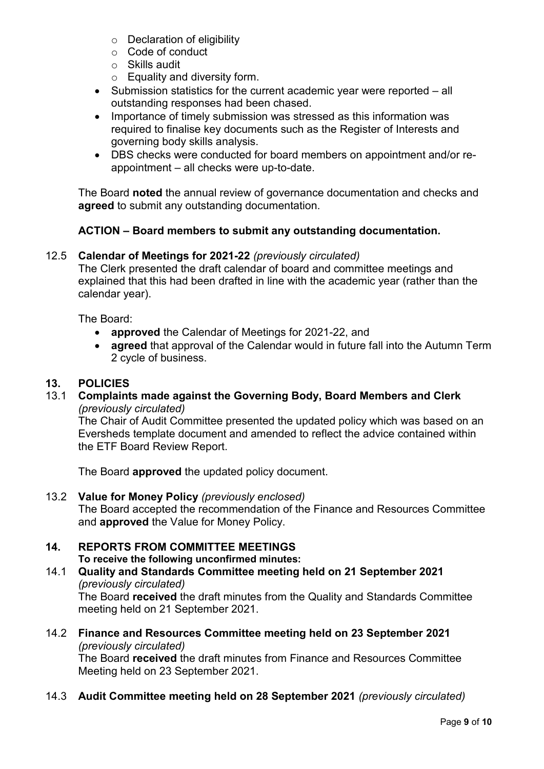- Declaration of eligibility
  - Code of conduct
  - Skills audit
  - Equality and diversity form.
- Submission statistics for the current academic year were reported – all outstanding responses had been chased.
- Importance of timely submission was stressed as this information was required to finalise key documents such as the Register of Interests and governing body skills analysis.
- DBS checks were conducted for board members on appointment and/or re-appointment – all checks were up-to-date.

The Board **noted** the annual review of governance documentation and checks and **agreed** to submit any outstanding documentation.

**ACTION – Board members to submit any outstanding documentation.**

12.5 **Calendar of Meetings for 2021-22** *(previously circulated)*

The Clerk presented the draft calendar of board and committee meetings and explained that this had been drafted in line with the academic year (rather than the calendar year).

The Board:

- **approved** the Calendar of Meetings for 2021-22, and
- **agreed** that approval of the Calendar would in future fall into the Autumn Term 2 cycle of business.

## 13. POLICIES

13.1 **Complaints made against the Governing Body, Board Members and Clerk** *(previously circulated)*

The Chair of Audit Committee presented the updated policy which was based on an Eversheds template document and amended to reflect the advice contained within the ETF Board Review Report.

The Board **approved** the updated policy document.

13.2 **Value for Money Policy** *(previously enclosed)*

The Board accepted the recommendation of the Finance and Resources Committee and **approved** the Value for Money Policy.

## 14. REPORTS FROM COMMITTEE MEETINGS

**To receive the following unconfirmed minutes:**

14.1 **Quality and Standards Committee meeting held on 21 September 2021** *(previously circulated)*

The Board **received** the draft minutes from the Quality and Standards Committee meeting held on 21 September 2021.

14.2 **Finance and Resources Committee meeting held on 23 September 2021** *(previously circulated)*

The Board **received** the draft minutes from Finance and Resources Committee Meeting held on 23 September 2021.

14.3 **Audit Committee meeting held on 28 September 2021** *(previously circulated)*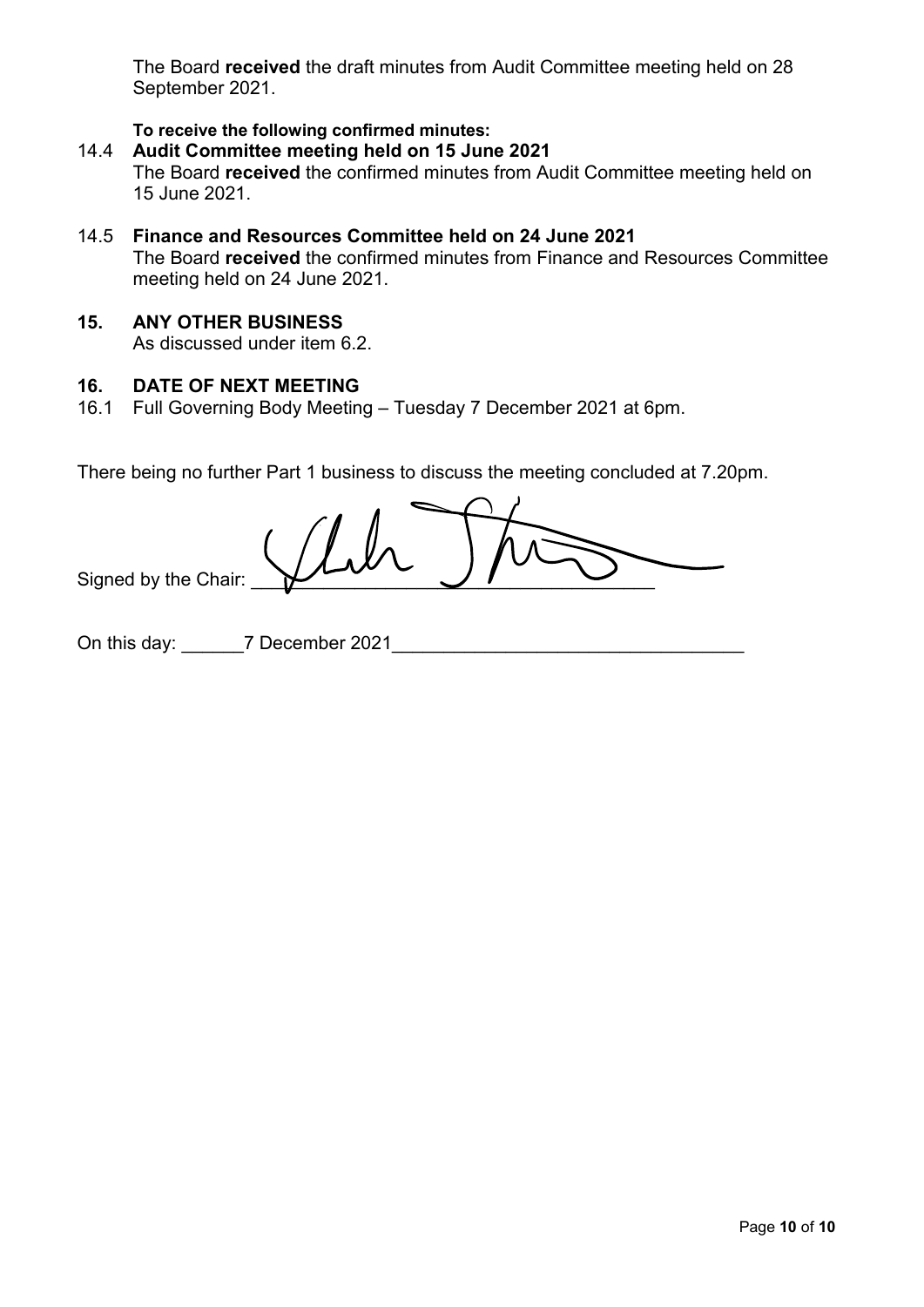The Board **received** the draft minutes from Audit Committee meeting held on 28 September 2021.

**To receive the following confirmed minutes:**

14.4 **Audit Committee meeting held on 15 June 2021**
The Board **received** the confirmed minutes from Audit Committee meeting held on 15 June 2021.

14.5 **Finance and Resources Committee held on 24 June 2021**
The Board **received** the confirmed minutes from Finance and Resources Committee meeting held on 24 June 2021.

## 15. ANY OTHER BUSINESS

As discussed under item 6.2.

## 16. DATE OF NEXT MEETING

16.1 Full Governing Body Meeting – Tuesday 7 December 2021 at 6pm.

There being no further Part 1 business to discuss the meeting concluded at 7.20pm.

Signed by the Chair: ______________________________________

On this day: ______7 December 2021__________________________________